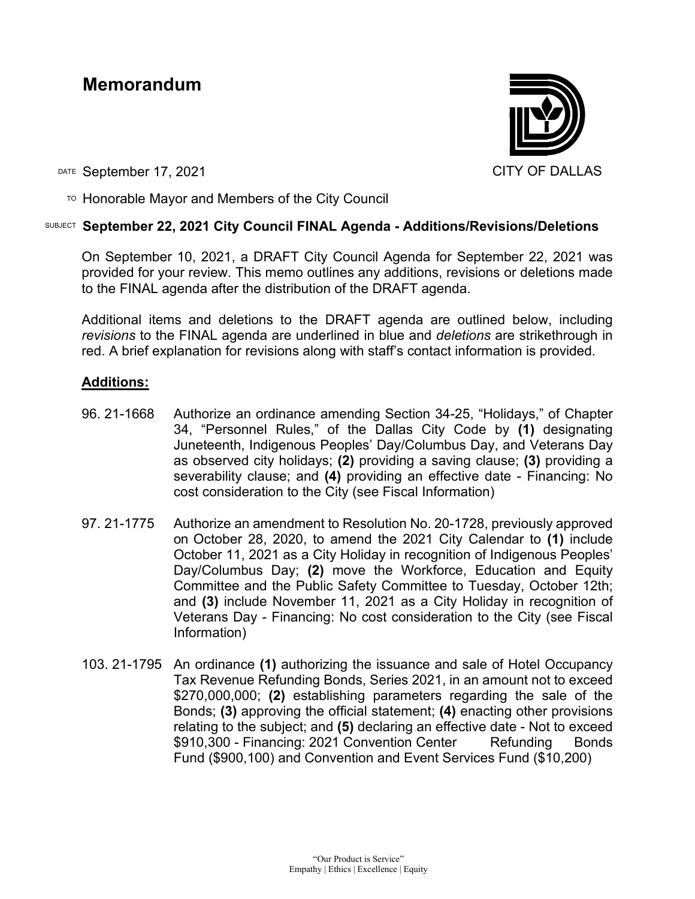# Memorandum

CITY OF DALLAS

DATE September 17, 2021

TO Honorable Mayor and Members of the City Council

SUBJECT **September 22, 2021 City Council FINAL Agenda - Additions/Revisions/Deletions**

On September 10, 2021, a DRAFT City Council Agenda for September 22, 2021 was provided for your review. This memo outlines any additions, revisions or deletions made to the FINAL agenda after the distribution of the DRAFT agenda.

Additional items and deletions to the DRAFT agenda are outlined below, including *revisions* to the FINAL agenda are underlined in blue and *deletions* are strikethrough in red. A brief explanation for revisions along with staff's contact information is provided.

## **Additions:**

96. 21-1668 Authorize an ordinance amending Section 34-25, "Holidays," of Chapter 34, "Personnel Rules," of the Dallas City Code by **(1)** designating Juneteenth, Indigenous Peoples' Day/Columbus Day, and Veterans Day as observed city holidays; **(2)** providing a saving clause; **(3)** providing a severability clause; and **(4)** providing an effective date - Financing: No cost consideration to the City (see Fiscal Information)

97. 21-1775 Authorize an amendment to Resolution No. 20-1728, previously approved on October 28, 2020, to amend the 2021 City Calendar to **(1)** include October 11, 2021 as a City Holiday in recognition of Indigenous Peoples' Day/Columbus Day; **(2)** move the Workforce, Education and Equity Committee and the Public Safety Committee to Tuesday, October 12th; and **(3)** include November 11, 2021 as a City Holiday in recognition of Veterans Day - Financing: No cost consideration to the City (see Fiscal Information)

103. 21-1795 An ordinance **(1)** authorizing the issuance and sale of Hotel Occupancy Tax Revenue Refunding Bonds, Series 2021, in an amount not to exceed $270,000,000; **(2)** establishing parameters regarding the sale of the Bonds; **(3)** approving the official statement; **(4)** enacting other provisions relating to the subject; and **(5)** declaring an effective date - Not to exceed $910,300 - Financing: 2021 Convention Center Refunding Bonds Fund ($900,100) and Convention and Event Services Fund ($10,200)

"Our Product is Service"
Empathy | Ethics | Excellence | Equity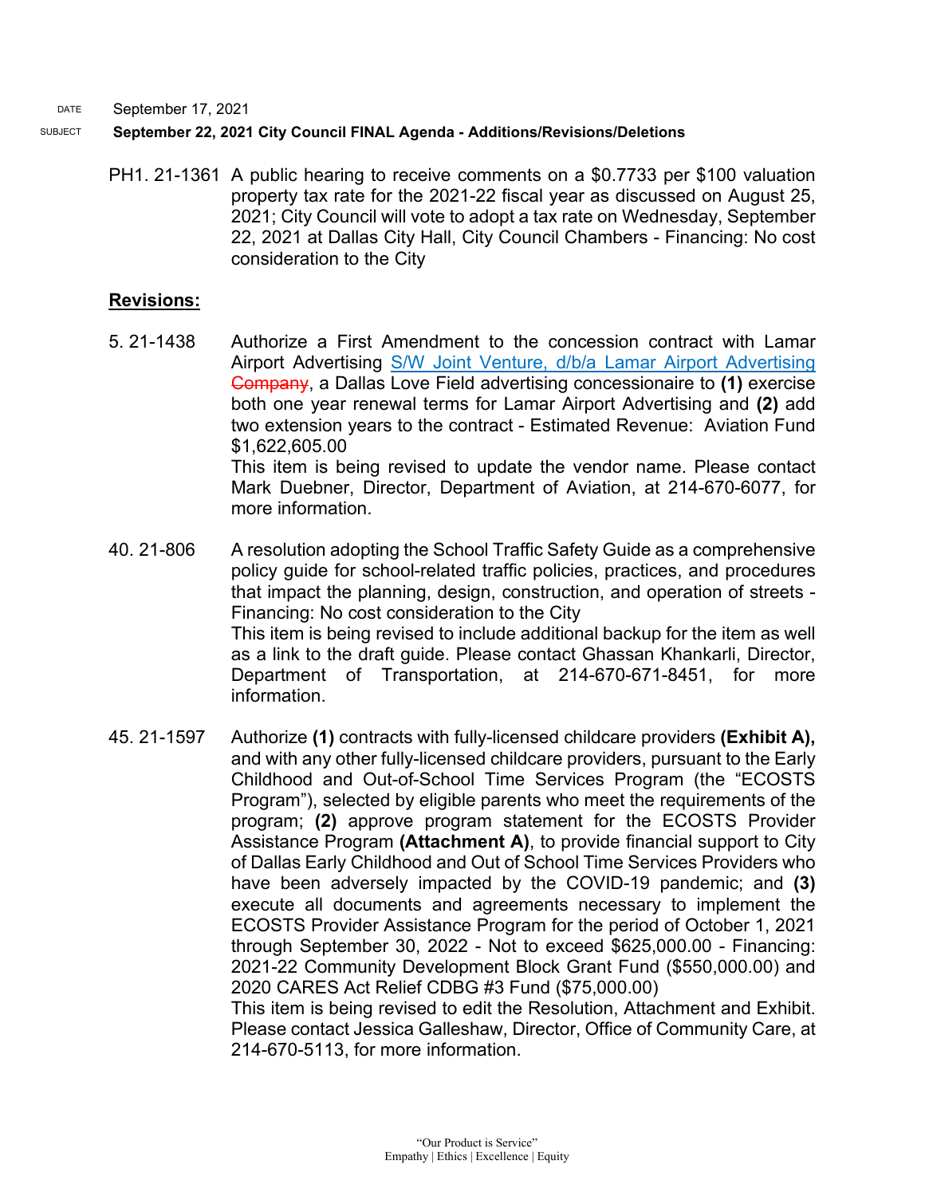DATE September 17, 2021

SUBJECT **September 22, 2021 City Council FINAL Agenda - Additions/Revisions/Deletions**

PH1. 21-1361 A public hearing to receive comments on a $0.7733 per $100 valuation property tax rate for the 2021-22 fiscal year as discussed on August 25, 2021; City Council will vote to adopt a tax rate on Wednesday, September 22, 2021 at Dallas City Hall, City Council Chambers - Financing: No cost consideration to the City

## **Revisions:**

5. 21-1438 Authorize a First Amendment to the concession contract with Lamar Airport Advertising S/W Joint Venture, d/b/a Lamar Airport Advertising ~~Company~~, a Dallas Love Field advertising concessionaire to **(1)** exercise both one year renewal terms for Lamar Airport Advertising and **(2)** add two extension years to the contract - Estimated Revenue: Aviation Fund $1,622,605.00
This item is being revised to update the vendor name. Please contact Mark Duebner, Director, Department of Aviation, at 214-670-6077, for more information.

40. 21-806 A resolution adopting the School Traffic Safety Guide as a comprehensive policy guide for school-related traffic policies, practices, and procedures that impact the planning, design, construction, and operation of streets - Financing: No cost consideration to the City
This item is being revised to include additional backup for the item as well as a link to the draft guide. Please contact Ghassan Khankarli, Director, Department of Transportation, at 214-670-671-8451, for more information.

45. 21-1597 Authorize **(1)** contracts with fully-licensed childcare providers **(Exhibit A),** and with any other fully-licensed childcare providers, pursuant to the Early Childhood and Out-of-School Time Services Program (the "ECOSTS Program"), selected by eligible parents who meet the requirements of the program; **(2)** approve program statement for the ECOSTS Provider Assistance Program **(Attachment A)**, to provide financial support to City of Dallas Early Childhood and Out of School Time Services Providers who have been adversely impacted by the COVID-19 pandemic; and **(3)** execute all documents and agreements necessary to implement the ECOSTS Provider Assistance Program for the period of October 1, 2021 through September 30, 2022 - Not to exceed $625,000.00 - Financing: 2021-22 Community Development Block Grant Fund ($550,000.00) and 2020 CARES Act Relief CDBG #3 Fund ($75,000.00)
This item is being revised to edit the Resolution, Attachment and Exhibit. Please contact Jessica Galleshaw, Director, Office of Community Care, at 214-670-5113, for more information.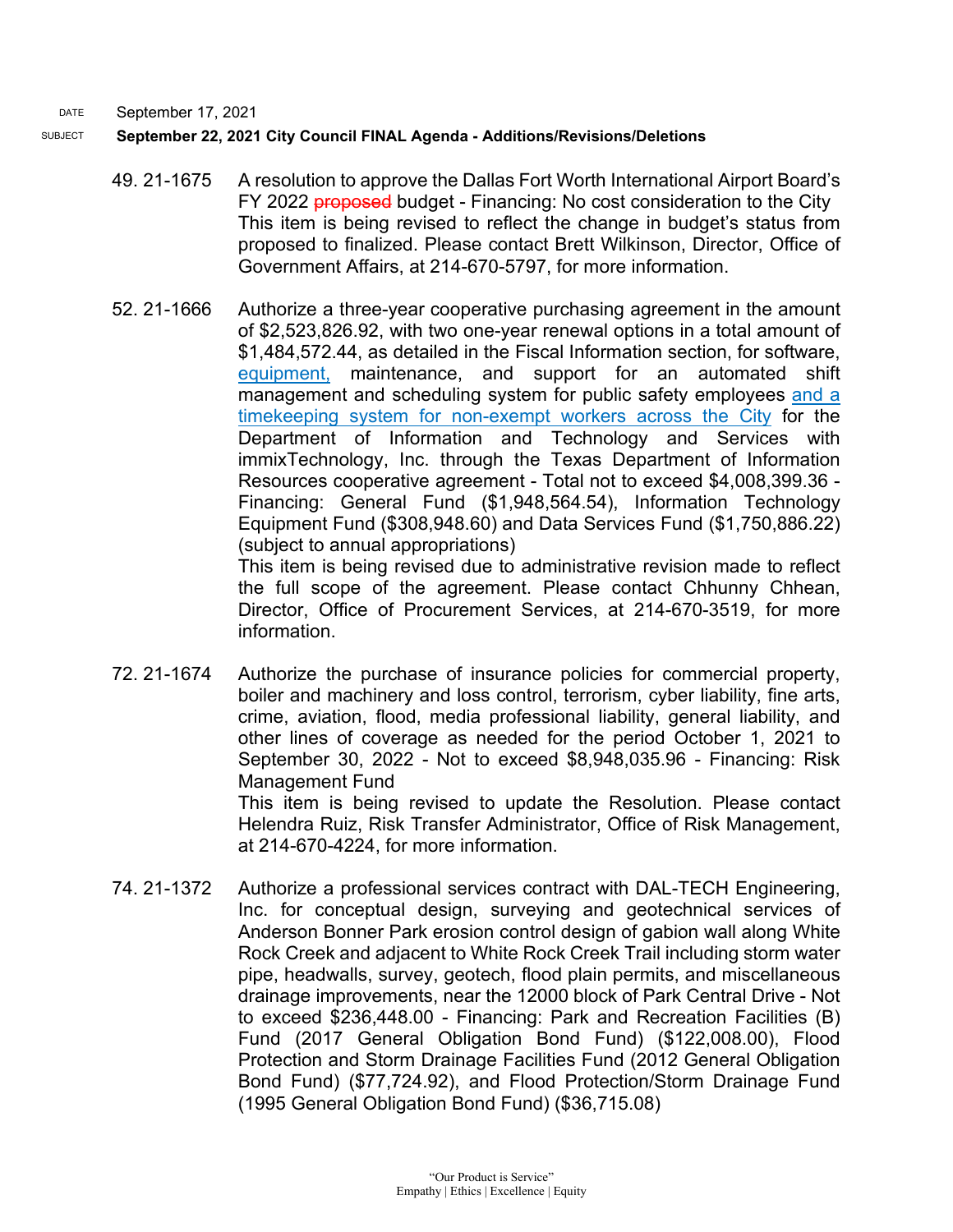DATE September 17, 2021

SUBJECT **September 22, 2021 City Council FINAL Agenda - Additions/Revisions/Deletions**

49. 21-1675 A resolution to approve the Dallas Fort Worth International Airport Board's FY 2022 ~~proposed~~ budget - Financing: No cost consideration to the City
This item is being revised to reflect the change in budget's status from proposed to finalized. Please contact Brett Wilkinson, Director, Office of Government Affairs, at 214-670-5797, for more information.

52. 21-1666 Authorize a three-year cooperative purchasing agreement in the amount of $2,523,826.92, with two one-year renewal options in a total amount of $1,484,572.44, as detailed in the Fiscal Information section, for software, equipment, maintenance, and support for an automated shift management and scheduling system for public safety employees and a timekeeping system for non-exempt workers across the City for the Department of Information and Technology and Services with immixTechnology, Inc. through the Texas Department of Information Resources cooperative agreement - Total not to exceed $4,008,399.36 - Financing: General Fund ($1,948,564.54), Information Technology Equipment Fund ($308,948.60) and Data Services Fund ($1,750,886.22) (subject to annual appropriations)
This item is being revised due to administrative revision made to reflect the full scope of the agreement. Please contact Chhunny Chhean, Director, Office of Procurement Services, at 214-670-3519, for more information.

72. 21-1674 Authorize the purchase of insurance policies for commercial property, boiler and machinery and loss control, terrorism, cyber liability, fine arts, crime, aviation, flood, media professional liability, general liability, and other lines of coverage as needed for the period October 1, 2021 to September 30, 2022 - Not to exceed $8,948,035.96 - Financing: Risk Management Fund
This item is being revised to update the Resolution. Please contact Helendra Ruiz, Risk Transfer Administrator, Office of Risk Management, at 214-670-4224, for more information.

74. 21-1372 Authorize a professional services contract with DAL-TECH Engineering, Inc. for conceptual design, surveying and geotechnical services of Anderson Bonner Park erosion control design of gabion wall along White Rock Creek and adjacent to White Rock Creek Trail including storm water pipe, headwalls, survey, geotech, flood plain permits, and miscellaneous drainage improvements, near the 12000 block of Park Central Drive - Not to exceed $236,448.00 - Financing: Park and Recreation Facilities (B) Fund (2017 General Obligation Bond Fund) ($122,008.00), Flood Protection and Storm Drainage Facilities Fund (2012 General Obligation Bond Fund) ($77,724.92), and Flood Protection/Storm Drainage Fund (1995 General Obligation Bond Fund) ($36,715.08)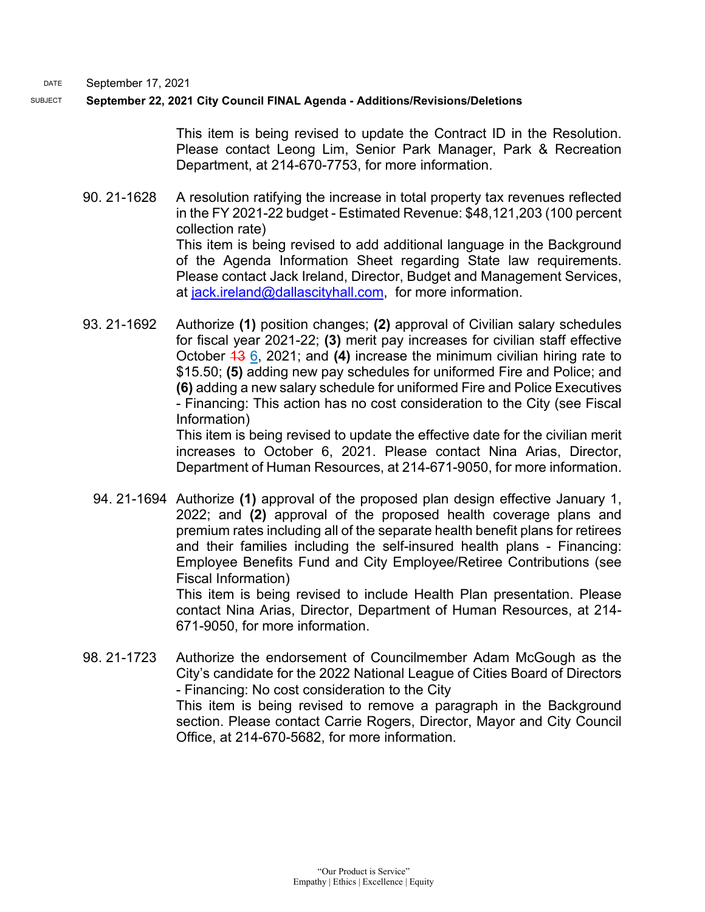DATE September 17, 2021

SUBJECT **September 22, 2021 City Council FINAL Agenda - Additions/Revisions/Deletions**

This item is being revised to update the Contract ID in the Resolution. Please contact Leong Lim, Senior Park Manager, Park & Recreation Department, at 214-670-7753, for more information.

90. 21-1628 A resolution ratifying the increase in total property tax revenues reflected in the FY 2021-22 budget - Estimated Revenue: $48,121,203 (100 percent collection rate)
This item is being revised to add additional language in the Background of the Agenda Information Sheet regarding State law requirements. Please contact Jack Ireland, Director, Budget and Management Services, at jack.ireland@dallascityhall.com, for more information.

93. 21-1692 Authorize **(1)** position changes; **(2)** approval of Civilian salary schedules for fiscal year 2021-22; **(3)** merit pay increases for civilian staff effective October ~~13~~ 6, 2021; and **(4)** increase the minimum civilian hiring rate to $15.50; **(5)** adding new pay schedules for uniformed Fire and Police; and **(6)** adding a new salary schedule for uniformed Fire and Police Executives - Financing: This action has no cost consideration to the City (see Fiscal Information)
This item is being revised to update the effective date for the civilian merit increases to October 6, 2021. Please contact Nina Arias, Director, Department of Human Resources, at 214-671-9050, for more information.

94. 21-1694 Authorize **(1)** approval of the proposed plan design effective January 1, 2022; and **(2)** approval of the proposed health coverage plans and premium rates including all of the separate health benefit plans for retirees and their families including the self-insured health plans - Financing: Employee Benefits Fund and City Employee/Retiree Contributions (see Fiscal Information)
This item is being revised to include Health Plan presentation. Please contact Nina Arias, Director, Department of Human Resources, at 214-671-9050, for more information.

98. 21-1723 Authorize the endorsement of Councilmember Adam McGough as the City's candidate for the 2022 National League of Cities Board of Directors - Financing: No cost consideration to the City
This item is being revised to remove a paragraph in the Background section. Please contact Carrie Rogers, Director, Mayor and City Council Office, at 214-670-5682, for more information.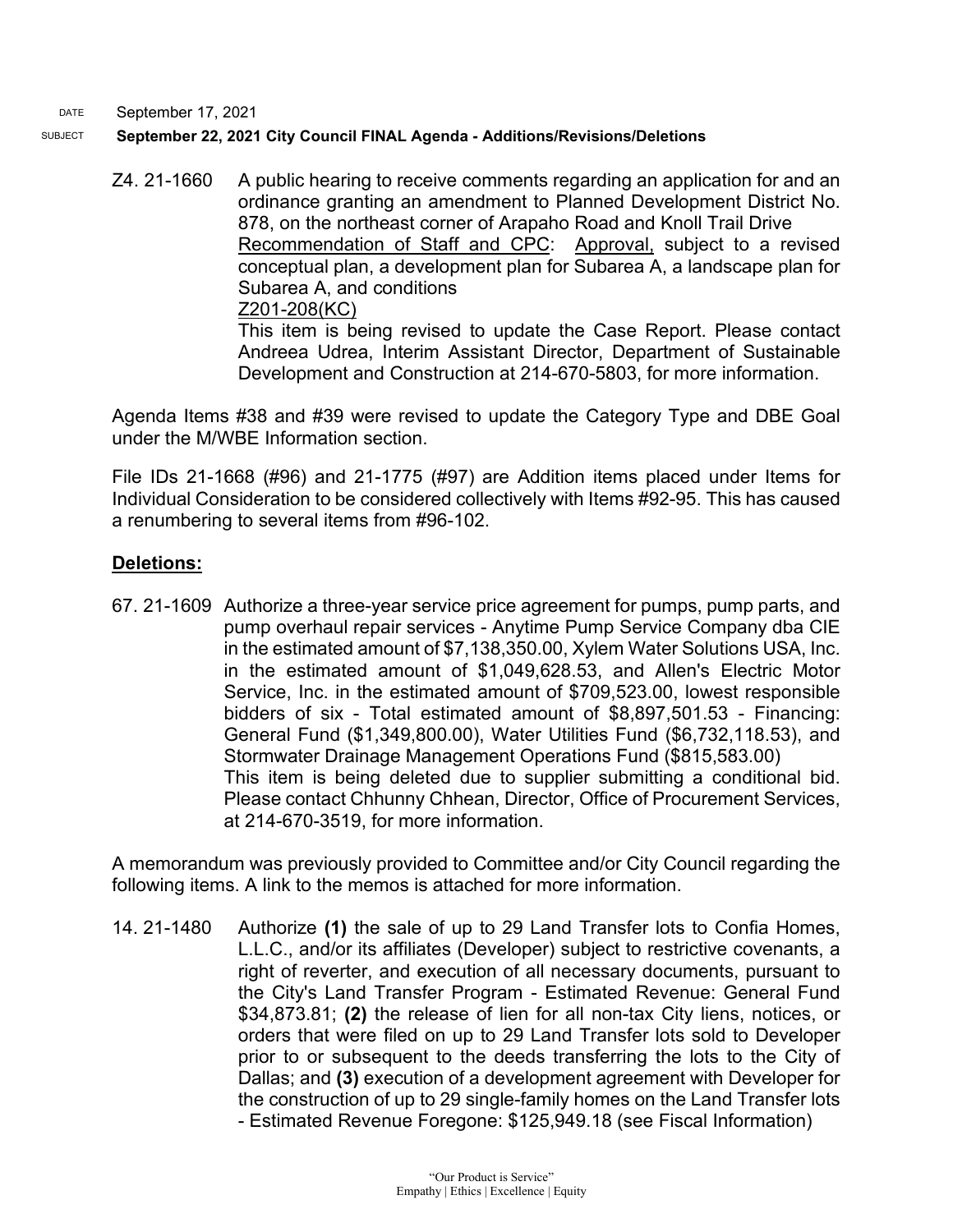DATE September 17, 2021

SUBJECT **September 22, 2021 City Council FINAL Agenda - Additions/Revisions/Deletions**

Z4. 21-1660 A public hearing to receive comments regarding an application for and an ordinance granting an amendment to Planned Development District No. 878, on the northeast corner of Arapaho Road and Knoll Trail Drive
Recommendation of Staff and CPC: Approval, subject to a revised conceptual plan, a development plan for Subarea A, a landscape plan for Subarea A, and conditions
Z201-208(KC)
This item is being revised to update the Case Report. Please contact Andreea Udrea, Interim Assistant Director, Department of Sustainable Development and Construction at 214-670-5803, for more information.

Agenda Items #38 and #39 were revised to update the Category Type and DBE Goal under the M/WBE Information section.

File IDs 21-1668 (#96) and 21-1775 (#97) are Addition items placed under Items for Individual Consideration to be considered collectively with Items #92-95. This has caused a renumbering to several items from #96-102.

## **Deletions:**

67. 21-1609 Authorize a three-year service price agreement for pumps, pump parts, and pump overhaul repair services - Anytime Pump Service Company dba CIE in the estimated amount of $7,138,350.00, Xylem Water Solutions USA, Inc. in the estimated amount of $1,049,628.53, and Allen's Electric Motor Service, Inc. in the estimated amount of $709,523.00, lowest responsible bidders of six - Total estimated amount of $8,897,501.53 - Financing: General Fund ($1,349,800.00), Water Utilities Fund ($6,732,118.53), and Stormwater Drainage Management Operations Fund ($815,583.00)
This item is being deleted due to supplier submitting a conditional bid. Please contact Chhunny Chhean, Director, Office of Procurement Services, at 214-670-3519, for more information.

A memorandum was previously provided to Committee and/or City Council regarding the following items. A link to the memos is attached for more information.

14. 21-1480 Authorize **(1)** the sale of up to 29 Land Transfer lots to Confia Homes, L.L.C., and/or its affiliates (Developer) subject to restrictive covenants, a right of reverter, and execution of all necessary documents, pursuant to the City's Land Transfer Program - Estimated Revenue: General Fund $34,873.81; **(2)** the release of lien for all non-tax City liens, notices, or orders that were filed on up to 29 Land Transfer lots sold to Developer prior to or subsequent to the deeds transferring the lots to the City of Dallas; and **(3)** execution of a development agreement with Developer for the construction of up to 29 single-family homes on the Land Transfer lots - Estimated Revenue Foregone: $125,949.18 (see Fiscal Information)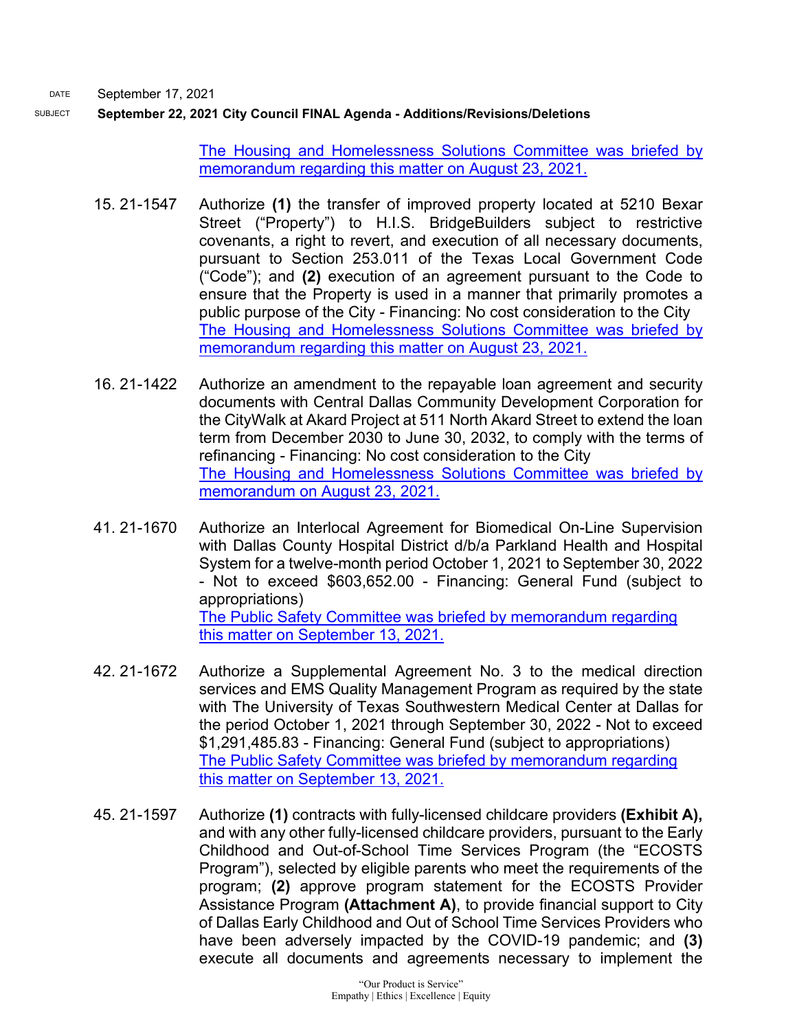DATE September 17, 2021

SUBJECT **September 22, 2021 City Council FINAL Agenda - Additions/Revisions/Deletions**

The Housing and Homelessness Solutions Committee was briefed by memorandum regarding this matter on August 23, 2021.

15. 21-1547 Authorize **(1)** the transfer of improved property located at 5210 Bexar Street ("Property") to H.I.S. BridgeBuilders subject to restrictive covenants, a right to revert, and execution of all necessary documents, pursuant to Section 253.011 of the Texas Local Government Code ("Code"); and **(2)** execution of an agreement pursuant to the Code to ensure that the Property is used in a manner that primarily promotes a public purpose of the City - Financing: No cost consideration to the City
The Housing and Homelessness Solutions Committee was briefed by memorandum regarding this matter on August 23, 2021.

16. 21-1422 Authorize an amendment to the repayable loan agreement and security documents with Central Dallas Community Development Corporation for the CityWalk at Akard Project at 511 North Akard Street to extend the loan term from December 2030 to June 30, 2032, to comply with the terms of refinancing - Financing: No cost consideration to the City
The Housing and Homelessness Solutions Committee was briefed by memorandum on August 23, 2021.

41. 21-1670 Authorize an Interlocal Agreement for Biomedical On-Line Supervision with Dallas County Hospital District d/b/a Parkland Health and Hospital System for a twelve-month period October 1, 2021 to September 30, 2022 - Not to exceed $603,652.00 - Financing: General Fund (subject to appropriations)
The Public Safety Committee was briefed by memorandum regarding this matter on September 13, 2021.

42. 21-1672 Authorize a Supplemental Agreement No. 3 to the medical direction services and EMS Quality Management Program as required by the state with The University of Texas Southwestern Medical Center at Dallas for the period October 1, 2021 through September 30, 2022 - Not to exceed $1,291,485.83 - Financing: General Fund (subject to appropriations)
The Public Safety Committee was briefed by memorandum regarding this matter on September 13, 2021.

45. 21-1597 Authorize **(1)** contracts with fully-licensed childcare providers **(Exhibit A),** and with any other fully-licensed childcare providers, pursuant to the Early Childhood and Out-of-School Time Services Program (the "ECOSTS Program"), selected by eligible parents who meet the requirements of the program; **(2)** approve program statement for the ECOSTS Provider Assistance Program **(Attachment A)**, to provide financial support to City of Dallas Early Childhood and Out of School Time Services Providers who have been adversely impacted by the COVID-19 pandemic; and **(3)** execute all documents and agreements necessary to implement the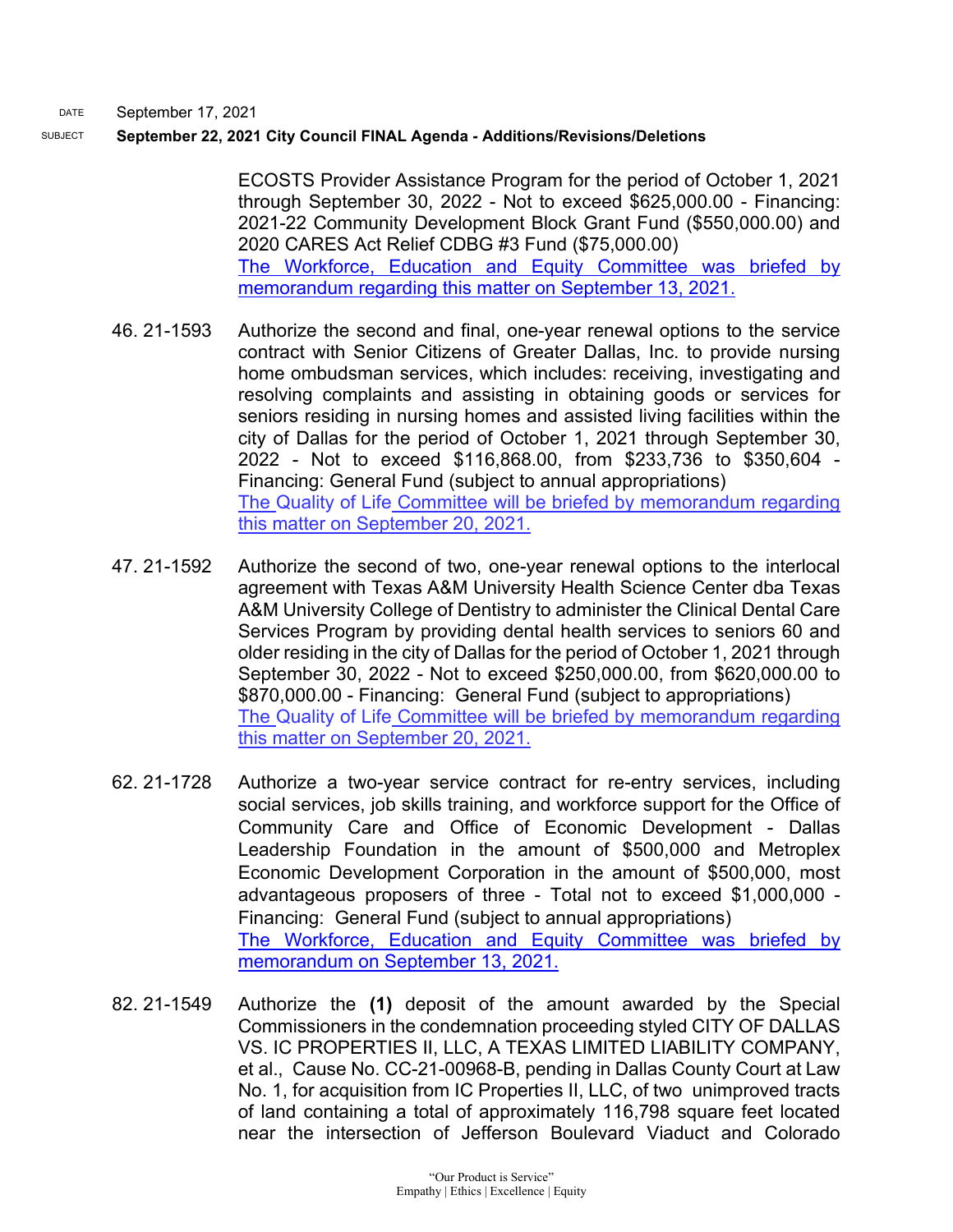ECOSTS Provider Assistance Program for the period of October 1, 2021 through September 30, 2022 - Not to exceed $625,000.00 - Financing: 2021-22 Community Development Block Grant Fund ($550,000.00) and 2020 CARES Act Relief CDBG #3 Fund ($75,000.00)
The Workforce, Education and Equity Committee was briefed by memorandum regarding this matter on September 13, 2021.

46. 21-1593 Authorize the second and final, one-year renewal options to the service contract with Senior Citizens of Greater Dallas, Inc. to provide nursing home ombudsman services, which includes: receiving, investigating and resolving complaints and assisting in obtaining goods or services for seniors residing in nursing homes and assisted living facilities within the city of Dallas for the period of October 1, 2021 through September 30, 2022 - Not to exceed $116,868.00, from $233,736 to $350,604 - Financing: General Fund (subject to annual appropriations)
The Quality of Life Committee will be briefed by memorandum regarding this matter on September 20, 2021.

47. 21-1592 Authorize the second of two, one-year renewal options to the interlocal agreement with Texas A&M University Health Science Center dba Texas A&M University College of Dentistry to administer the Clinical Dental Care Services Program by providing dental health services to seniors 60 and older residing in the city of Dallas for the period of October 1, 2021 through September 30, 2022 - Not to exceed $250,000.00, from $620,000.00 to $870,000.00 - Financing: General Fund (subject to appropriations)
The Quality of Life Committee will be briefed by memorandum regarding this matter on September 20, 2021.

62. 21-1728 Authorize a two-year service contract for re-entry services, including social services, job skills training, and workforce support for the Office of Community Care and Office of Economic Development - Dallas Leadership Foundation in the amount of $500,000 and Metroplex Economic Development Corporation in the amount of $500,000, most advantageous proposers of three - Total not to exceed $1,000,000 - Financing: General Fund (subject to annual appropriations)
The Workforce, Education and Equity Committee was briefed by memorandum on September 13, 2021.

82. 21-1549 Authorize the **(1)** deposit of the amount awarded by the Special Commissioners in the condemnation proceeding styled CITY OF DALLAS VS. IC PROPERTIES II, LLC, A TEXAS LIMITED LIABILITY COMPANY, et al., Cause No. CC-21-00968-B, pending in Dallas County Court at Law No. 1, for acquisition from IC Properties II, LLC, of two unimproved tracts of land containing a total of approximately 116,798 square feet located near the intersection of Jefferson Boulevard Viaduct and Colorado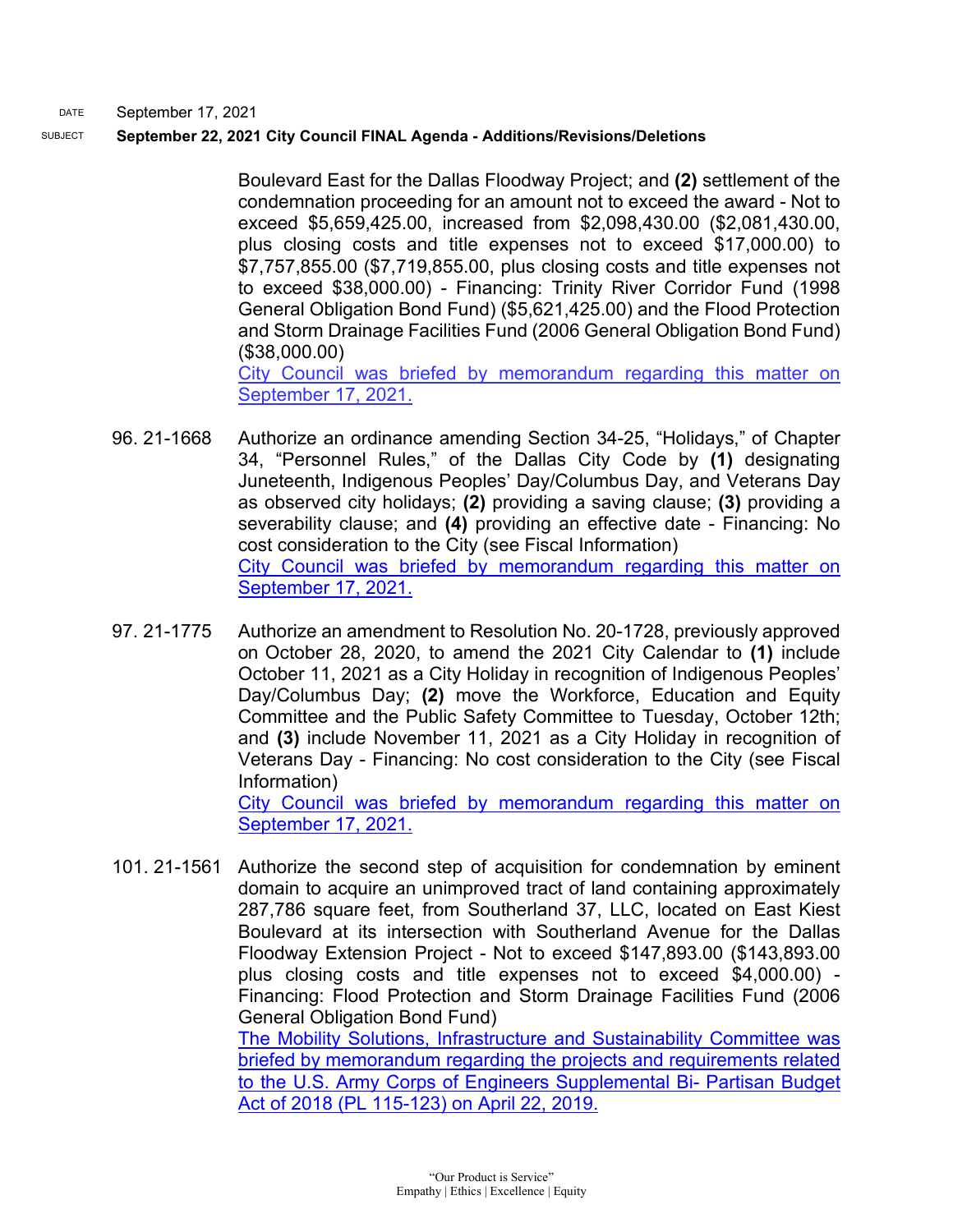DATE September 17, 2021

SUBJECT **September 22, 2021 City Council FINAL Agenda - Additions/Revisions/Deletions**

Boulevard East for the Dallas Floodway Project; and **(2)** settlement of the condemnation proceeding for an amount not to exceed the award - Not to exceed $5,659,425.00, increased from $2,098,430.00 ($2,081,430.00, plus closing costs and title expenses not to exceed $17,000.00) to $7,757,855.00 ($7,719,855.00, plus closing costs and title expenses not to exceed $38,000.00) - Financing: Trinity River Corridor Fund (1998 General Obligation Bond Fund) ($5,621,425.00) and the Flood Protection and Storm Drainage Facilities Fund (2006 General Obligation Bond Fund) ($38,000.00)
City Council was briefed by memorandum regarding this matter on September 17, 2021.

96. 21-1668 Authorize an ordinance amending Section 34-25, "Holidays," of Chapter 34, "Personnel Rules," of the Dallas City Code by **(1)** designating Juneteenth, Indigenous Peoples' Day/Columbus Day, and Veterans Day as observed city holidays; **(2)** providing a saving clause; **(3)** providing a severability clause; and **(4)** providing an effective date - Financing: No cost consideration to the City (see Fiscal Information)
City Council was briefed by memorandum regarding this matter on September 17, 2021.

97. 21-1775 Authorize an amendment to Resolution No. 20-1728, previously approved on October 28, 2020, to amend the 2021 City Calendar to **(1)** include October 11, 2021 as a City Holiday in recognition of Indigenous Peoples' Day/Columbus Day; **(2)** move the Workforce, Education and Equity Committee and the Public Safety Committee to Tuesday, October 12th; and **(3)** include November 11, 2021 as a City Holiday in recognition of Veterans Day - Financing: No cost consideration to the City (see Fiscal Information)
City Council was briefed by memorandum regarding this matter on September 17, 2021.

101. 21-1561 Authorize the second step of acquisition for condemnation by eminent domain to acquire an unimproved tract of land containing approximately 287,786 square feet, from Southerland 37, LLC, located on East Kiest Boulevard at its intersection with Southerland Avenue for the Dallas Floodway Extension Project - Not to exceed $147,893.00 ($143,893.00 plus closing costs and title expenses not to exceed $4,000.00) - Financing: Flood Protection and Storm Drainage Facilities Fund (2006 General Obligation Bond Fund)
The Mobility Solutions, Infrastructure and Sustainability Committee was briefed by memorandum regarding the projects and requirements related to the U.S. Army Corps of Engineers Supplemental Bi- Partisan Budget Act of 2018 (PL 115-123) on April 22, 2019.

"Our Product is Service"
Empathy | Ethics | Excellence | Equity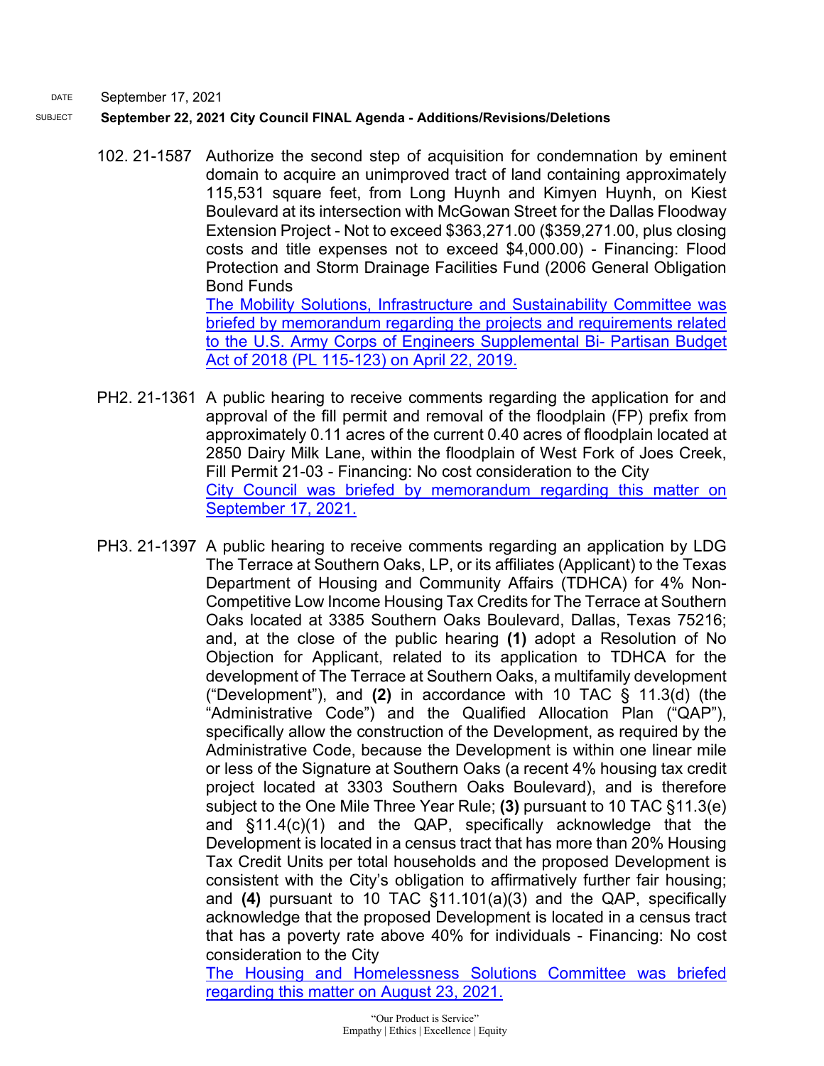DATE September 17, 2021

SUBJECT **September 22, 2021 City Council FINAL Agenda - Additions/Revisions/Deletions**

102. 21-1587 Authorize the second step of acquisition for condemnation by eminent domain to acquire an unimproved tract of land containing approximately 115,531 square feet, from Long Huynh and Kimyen Huynh, on Kiest Boulevard at its intersection with McGowan Street for the Dallas Floodway Extension Project - Not to exceed $363,271.00 ($359,271.00, plus closing costs and title expenses not to exceed $4,000.00) - Financing: Flood Protection and Storm Drainage Facilities Fund (2006 General Obligation Bond Funds

The Mobility Solutions, Infrastructure and Sustainability Committee was briefed by memorandum regarding the projects and requirements related to the U.S. Army Corps of Engineers Supplemental Bi- Partisan Budget Act of 2018 (PL 115-123) on April 22, 2019.

PH2. 21-1361 A public hearing to receive comments regarding the application for and approval of the fill permit and removal of the floodplain (FP) prefix from approximately 0.11 acres of the current 0.40 acres of floodplain located at 2850 Dairy Milk Lane, within the floodplain of West Fork of Joes Creek, Fill Permit 21-03 - Financing: No cost consideration to the City

City Council was briefed by memorandum regarding this matter on September 17, 2021.

PH3. 21-1397 A public hearing to receive comments regarding an application by LDG The Terrace at Southern Oaks, LP, or its affiliates (Applicant) to the Texas Department of Housing and Community Affairs (TDHCA) for 4% Non-Competitive Low Income Housing Tax Credits for The Terrace at Southern Oaks located at 3385 Southern Oaks Boulevard, Dallas, Texas 75216; and, at the close of the public hearing **(1)** adopt a Resolution of No Objection for Applicant, related to its application to TDHCA for the development of The Terrace at Southern Oaks, a multifamily development ("Development"), and **(2)** in accordance with 10 TAC § 11.3(d) (the "Administrative Code") and the Qualified Allocation Plan ("QAP"), specifically allow the construction of the Development, as required by the Administrative Code, because the Development is within one linear mile or less of the Signature at Southern Oaks (a recent 4% housing tax credit project located at 3303 Southern Oaks Boulevard), and is therefore subject to the One Mile Three Year Rule; **(3)** pursuant to 10 TAC §11.3(e) and §11.4(c)(1) and the QAP, specifically acknowledge that the Development is located in a census tract that has more than 20% Housing Tax Credit Units per total households and the proposed Development is consistent with the City's obligation to affirmatively further fair housing; and **(4)** pursuant to 10 TAC §11.101(a)(3) and the QAP, specifically acknowledge that the proposed Development is located in a census tract that has a poverty rate above 40% for individuals - Financing: No cost consideration to the City

The Housing and Homelessness Solutions Committee was briefed regarding this matter on August 23, 2021.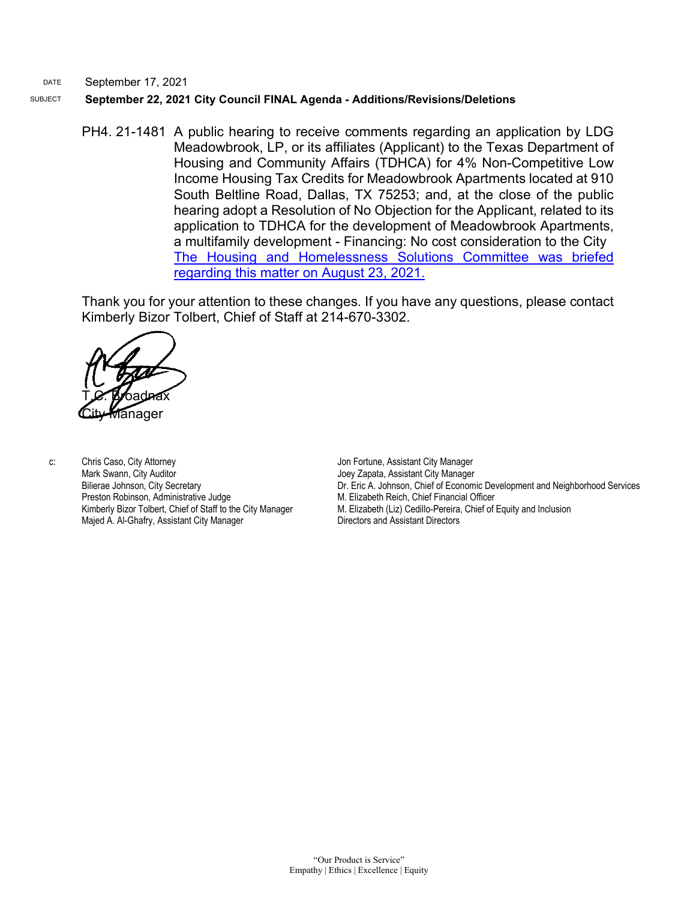DATE September 17, 2021

SUBJECT **September 22, 2021 City Council FINAL Agenda - Additions/Revisions/Deletions**

PH4. 21-1481 A public hearing to receive comments regarding an application by LDG Meadowbrook, LP, or its affiliates (Applicant) to the Texas Department of Housing and Community Affairs (TDHCA) for 4% Non-Competitive Low Income Housing Tax Credits for Meadowbrook Apartments located at 910 South Beltline Road, Dallas, TX 75253; and, at the close of the public hearing adopt a Resolution of No Objection for the Applicant, related to its application to TDHCA for the development of Meadowbrook Apartments, a multifamily development - Financing: No cost consideration to the City
The Housing and Homelessness Solutions Committee was briefed regarding this matter on August 23, 2021.

Thank you for your attention to these changes. If you have any questions, please contact Kimberly Bizor Tolbert, Chief of Staff at 214-670-3302.

T.C. Broadnax
City Manager

c:
Chris Caso, City Attorney
Mark Swann, City Auditor
Bilierae Johnson, City Secretary
Preston Robinson, Administrative Judge
Kimberly Bizor Tolbert, Chief of Staff to the City Manager
Majed A. Al-Ghafry, Assistant City Manager
Jon Fortune, Assistant City Manager
Joey Zapata, Assistant City Manager
Dr. Eric A. Johnson, Chief of Economic Development and Neighborhood Services
M. Elizabeth Reich, Chief Financial Officer
M. Elizabeth (Liz) Cedillo-Pereira, Chief of Equity and Inclusion
Directors and Assistant Directors

"Our Product is Service"
Empathy | Ethics | Excellence | Equity